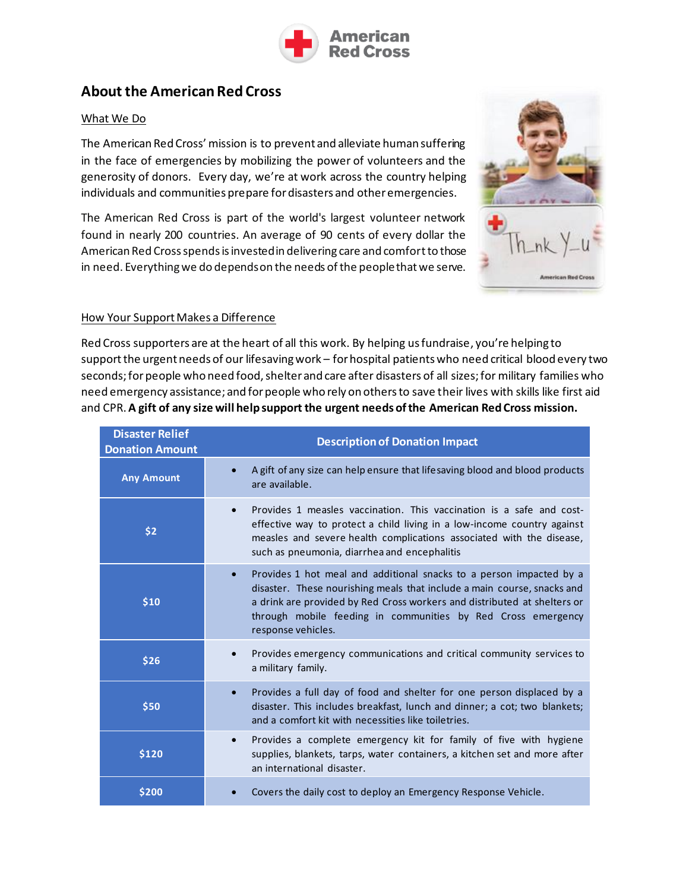# About the American Red Cross

## What We Do

The American Red Cross' mission is to prevent and alleviate human suffering in the face of emergencies by mobilizing the power of volunteers and the generosity of donors. Every day, we're at work across the country helping individuals and communities prepare for disasters and other emergencies.

The American Red Cross is part of the world's largest volunteer network found in nearly 200 countries. An average of 90 cents of every dollar the American Red Cross spends is invested in delivering care and comfort to those in need. Everything we do depends on the needs of the people that we serve.

## How Your Support Makes a Difference

Red Cross supporters are at the heart of all this work. By helping us fundraise, you're helping to support the urgent needs of our lifesaving work – for hospital patients who need critical blood every two seconds; for people who need food, shelter and care after disasters of all sizes; for military families who need emergency assistance; and for people who rely on others to save their lives with skills like first aid and CPR. **A gift of any size will help support the urgent needs of the American Red Cross mission.**

| Disaster Relief Donation Amount | Description of Donation Impact |
|---|---|
| **Any Amount** | • A gift of any size can help ensure that lifesaving blood and blood products are available. |
| **$2** | • Provides 1 measles vaccination. This vaccination is a safe and cost-effective way to protect a child living in a low-income country against measles and severe health complications associated with the disease, such as pneumonia, diarrhea and encephalitis |
| **$10** | • Provides 1 hot meal and additional snacks to a person impacted by a disaster. These nourishing meals that include a main course, snacks and a drink are provided by Red Cross workers and distributed at shelters or through mobile feeding in communities by Red Cross emergency response vehicles. |
| **$26** | • Provides emergency communications and critical community services to a military family. |
| **$50** | • Provides a full day of food and shelter for one person displaced by a disaster. This includes breakfast, lunch and dinner; a cot; two blankets; and a comfort kit with necessities like toiletries. |
| **$120** | • Provides a complete emergency kit for family of five with hygiene supplies, blankets, tarps, water containers, a kitchen set and more after an international disaster. |
| **$200** | • Covers the daily cost to deploy an Emergency Response Vehicle. |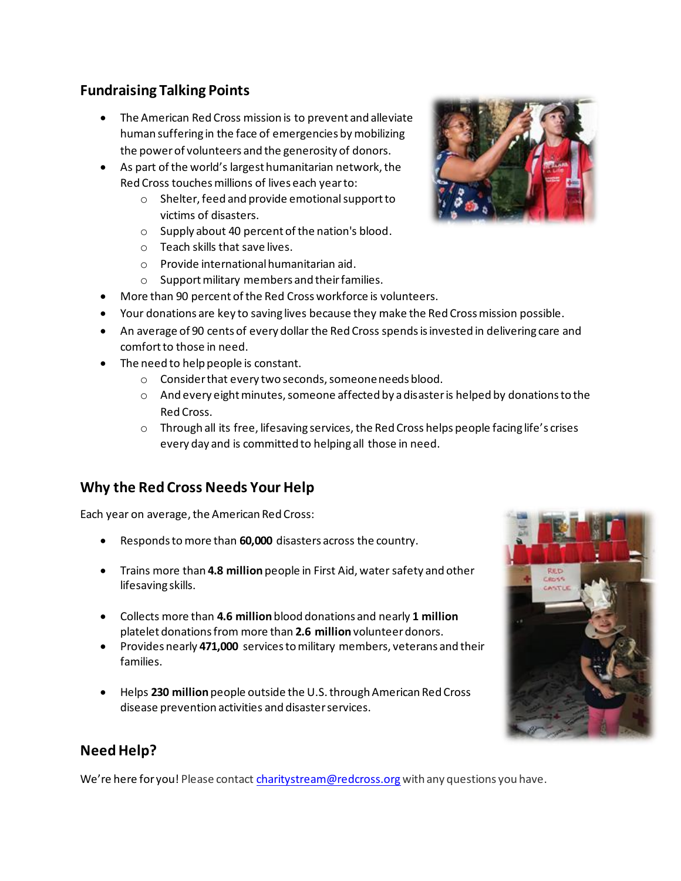## Fundraising Talking Points

- The American Red Cross mission is to prevent and alleviate human suffering in the face of emergencies by mobilizing the power of volunteers and the generosity of donors.
- As part of the world's largest humanitarian network, the Red Cross touches millions of lives each year to:
  - Shelter, feed and provide emotional support to victims of disasters.
  - Supply about 40 percent of the nation's blood.
  - Teach skills that save lives.
  - Provide international humanitarian aid.
  - Support military members and their families.
- More than 90 percent of the Red Cross workforce is volunteers.
- Your donations are key to saving lives because they make the Red Cross mission possible.
- An average of 90 cents of every dollar the Red Cross spends is invested in delivering care and comfort to those in need.
- The need to help people is constant.
  - Consider that every two seconds, someone needs blood.
  - And every eight minutes, someone affected by a disaster is helped by donations to the Red Cross.
  - Through all its free, lifesaving services, the Red Cross helps people facing life's crises every day and is committed to helping all those in need.

## Why the Red Cross Needs Your Help

Each year on average, the American Red Cross:

- Responds to more than **60,000** disasters across the country.
- Trains more than **4.8 million** people in First Aid, water safety and other lifesaving skills.
- Collects more than **4.6 million** blood donations and nearly **1 million** platelet donations from more than **2.6 million** volunteer donors.
- Provides nearly **471,000** services to military members, veterans and their families.
- Helps **230 million** people outside the U.S. through American Red Cross disease prevention activities and disaster services.

## Need Help?

We're here for you! Please contact charitystream@redcross.org with any questions you have.